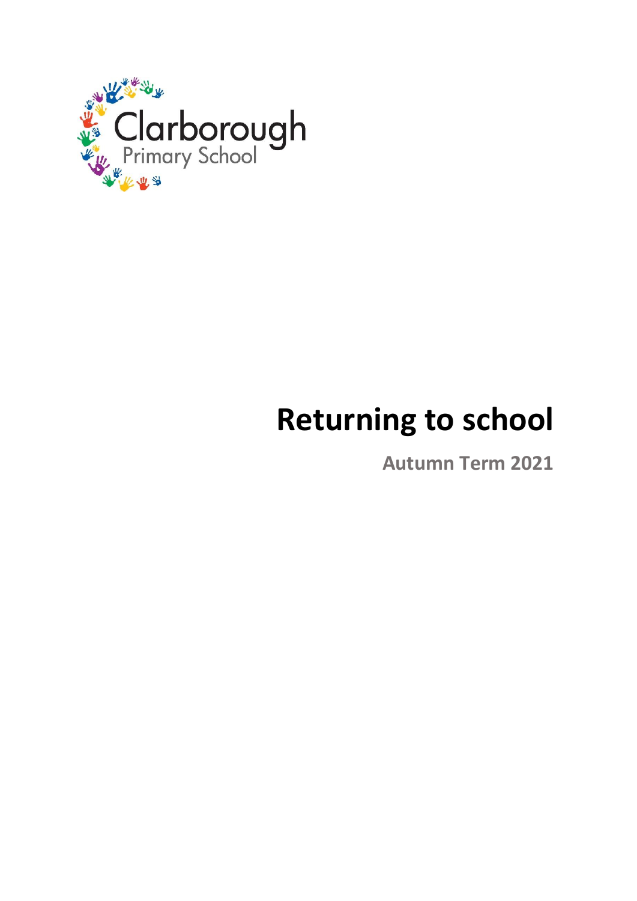Clarborough
Primary School

# Returning to school

**Autumn Term 2021**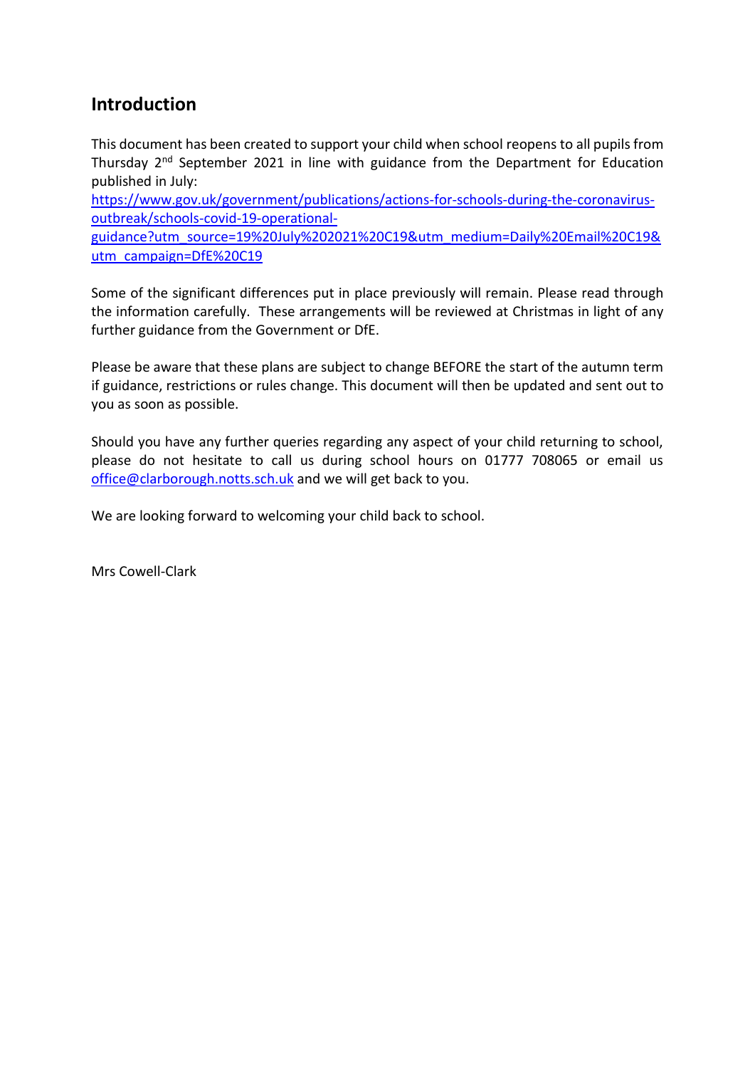## Introduction

This document has been created to support your child when school reopens to all pupils from Thursday 2nd September 2021 in line with guidance from the Department for Education published in July:
[https://www.gov.uk/government/publications/actions-for-schools-during-the-coronavirus-outbreak/schools-covid-19-operational-guidance?utm_source=19%20July%202021%20C19&utm_medium=Daily%20Email%20C19&utm_campaign=DfE%20C19](https://www.gov.uk/government/publications/actions-for-schools-during-the-coronavirus-outbreak/schools-covid-19-operational-guidance?utm_source=19%20July%202021%20C19&utm_medium=Daily%20Email%20C19&utm_campaign=DfE%20C19)

Some of the significant differences put in place previously will remain. Please read through the information carefully. These arrangements will be reviewed at Christmas in light of any further guidance from the Government or DfE.

Please be aware that these plans are subject to change BEFORE the start of the autumn term if guidance, restrictions or rules change. This document will then be updated and sent out to you as soon as possible.

Should you have any further queries regarding any aspect of your child returning to school, please do not hesitate to call us during school hours on 01777 708065 or email us office@clarborough.notts.sch.uk and we will get back to you.

We are looking forward to welcoming your child back to school.

Mrs Cowell-Clark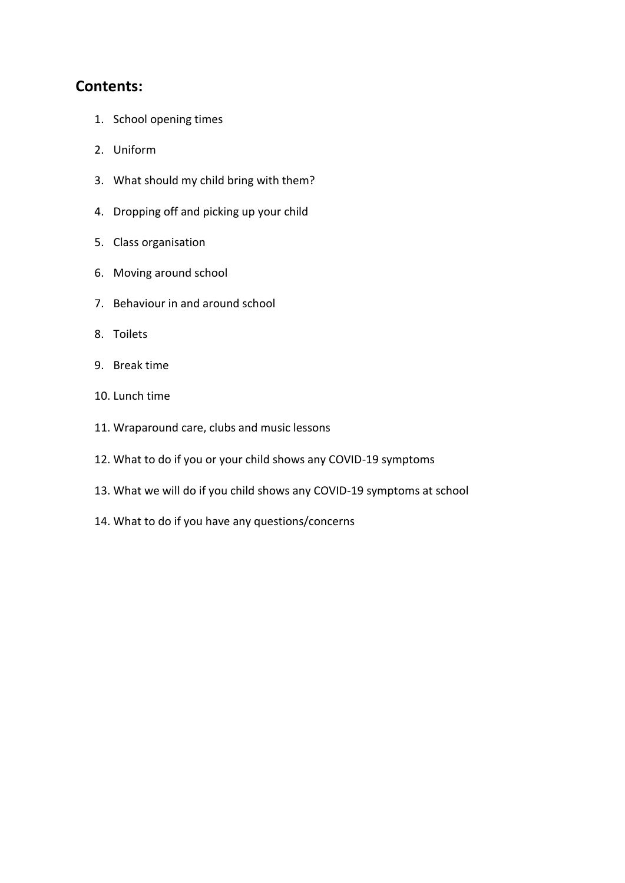## Contents:

1. School opening times
2. Uniform
3. What should my child bring with them?
4. Dropping off and picking up your child
5. Class organisation
6. Moving around school
7. Behaviour in and around school
8. Toilets
9. Break time
10. Lunch time
11. Wraparound care, clubs and music lessons
12. What to do if you or your child shows any COVID-19 symptoms
13. What we will do if you child shows any COVID-19 symptoms at school
14. What to do if you have any questions/concerns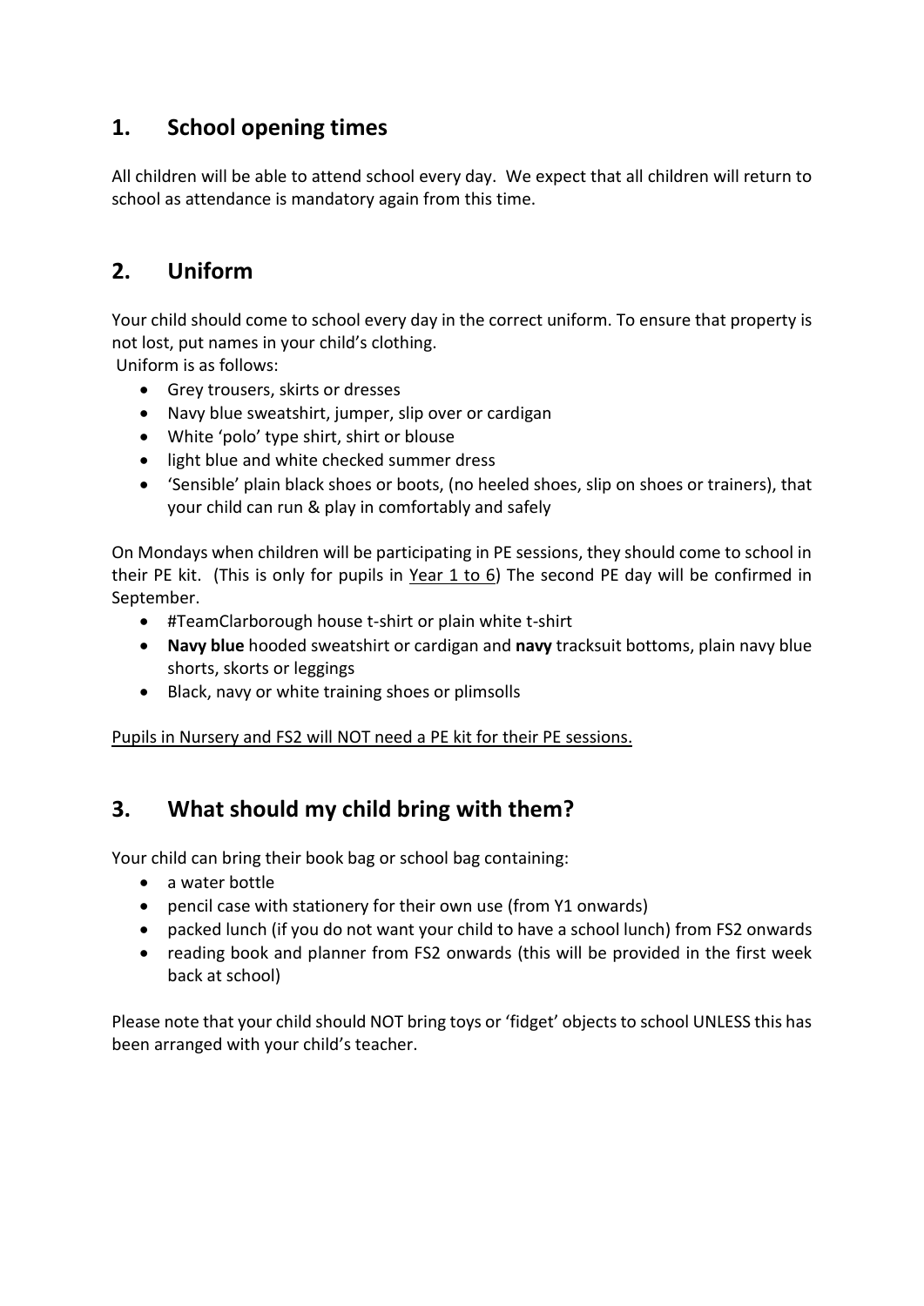## 1. School opening times

All children will be able to attend school every day. We expect that all children will return to school as attendance is mandatory again from this time.

## 2. Uniform

Your child should come to school every day in the correct uniform. To ensure that property is not lost, put names in your child's clothing.
Uniform is as follows:

- Grey trousers, skirts or dresses
- Navy blue sweatshirt, jumper, slip over or cardigan
- White 'polo' type shirt, shirt or blouse
- light blue and white checked summer dress
- 'Sensible' plain black shoes or boots, (no heeled shoes, slip on shoes or trainers), that your child can run & play in comfortably and safely

On Mondays when children will be participating in PE sessions, they should come to school in their PE kit. (This is only for pupils in <u>Year 1 to 6</u>) The second PE day will be confirmed in September.

- #TeamClarborough house t-shirt or plain white t-shirt
- **Navy blue** hooded sweatshirt or cardigan and **navy** tracksuit bottoms, plain navy blue shorts, skorts or leggings
- Black, navy or white training shoes or plimsolls

<u>Pupils in Nursery and FS2 will NOT need a PE kit for their PE sessions.</u>

## 3. What should my child bring with them?

Your child can bring their book bag or school bag containing:

- a water bottle
- pencil case with stationery for their own use (from Y1 onwards)
- packed lunch (if you do not want your child to have a school lunch) from FS2 onwards
- reading book and planner from FS2 onwards (this will be provided in the first week back at school)

Please note that your child should NOT bring toys or 'fidget' objects to school UNLESS this has been arranged with your child's teacher.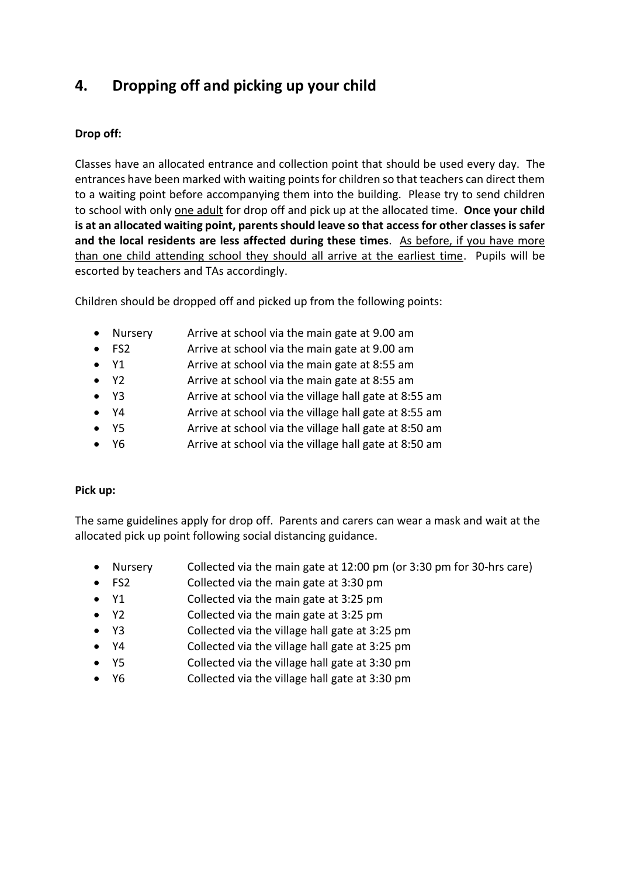## 4. Dropping off and picking up your child

**Drop off:**

Classes have an allocated entrance and collection point that should be used every day. The entrances have been marked with waiting points for children so that teachers can direct them to a waiting point before accompanying them into the building. Please try to send children to school with only <u>one adult</u> for drop off and pick up at the allocated time. **Once your child is at an allocated waiting point, parents should leave so that access for other classes is safer and the local residents are less affected during these times**. <u>As before, if you have more than one child attending school they should all arrive at the earliest time</u>. Pupils will be escorted by teachers and TAs accordingly.

Children should be dropped off and picked up from the following points:

- Nursery — Arrive at school via the main gate at 9.00 am
- FS2 — Arrive at school via the main gate at 9.00 am
- Y1 — Arrive at school via the main gate at 8:55 am
- Y2 — Arrive at school via the main gate at 8:55 am
- Y3 — Arrive at school via the village hall gate at 8:55 am
- Y4 — Arrive at school via the village hall gate at 8:55 am
- Y5 — Arrive at school via the village hall gate at 8:50 am
- Y6 — Arrive at school via the village hall gate at 8:50 am

**Pick up:**

The same guidelines apply for drop off. Parents and carers can wear a mask and wait at the allocated pick up point following social distancing guidance.

- Nursery — Collected via the main gate at 12:00 pm (or 3:30 pm for 30-hrs care)
- FS2 — Collected via the main gate at 3:30 pm
- Y1 — Collected via the main gate at 3:25 pm
- Y2 — Collected via the main gate at 3:25 pm
- Y3 — Collected via the village hall gate at 3:25 pm
- Y4 — Collected via the village hall gate at 3:25 pm
- Y5 — Collected via the village hall gate at 3:30 pm
- Y6 — Collected via the village hall gate at 3:30 pm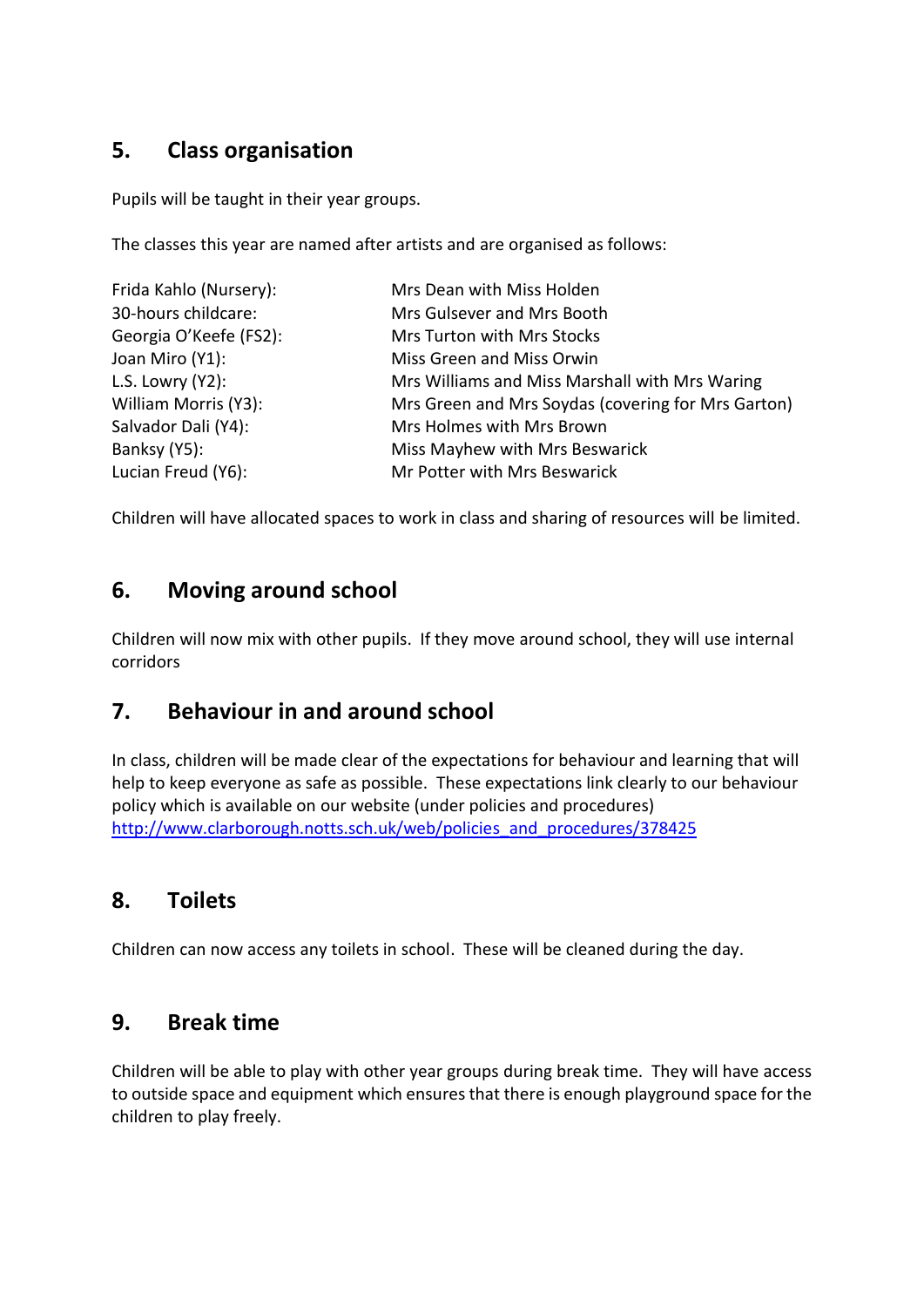## 5. Class organisation

Pupils will be taught in their year groups.

The classes this year are named after artists and are organised as follows:

| | |
|---|---|
| Frida Kahlo (Nursery): | Mrs Dean with Miss Holden |
| 30-hours childcare: | Mrs Gulsever and Mrs Booth |
| Georgia O'Keefe (FS2): | Mrs Turton with Mrs Stocks |
| Joan Miro (Y1): | Miss Green and Miss Orwin |
| L.S. Lowry (Y2): | Mrs Williams and Miss Marshall with Mrs Waring |
| William Morris (Y3): | Mrs Green and Mrs Soydas (covering for Mrs Garton) |
| Salvador Dali (Y4): | Mrs Holmes with Mrs Brown |
| Banksy (Y5): | Miss Mayhew with Mrs Beswarick |
| Lucian Freud (Y6): | Mr Potter with Mrs Beswarick |

Children will have allocated spaces to work in class and sharing of resources will be limited.

## 6. Moving around school

Children will now mix with other pupils. If they move around school, they will use internal corridors

## 7. Behaviour in and around school

In class, children will be made clear of the expectations for behaviour and learning that will help to keep everyone as safe as possible. These expectations link clearly to our behaviour policy which is available on our website (under policies and procedures) [http://www.clarborough.notts.sch.uk/web/policies_and_procedures/378425](http://www.clarborough.notts.sch.uk/web/policies_and_procedures/378425)

## 8. Toilets

Children can now access any toilets in school. These will be cleaned during the day.

## 9. Break time

Children will be able to play with other year groups during break time. They will have access to outside space and equipment which ensures that there is enough playground space for the children to play freely.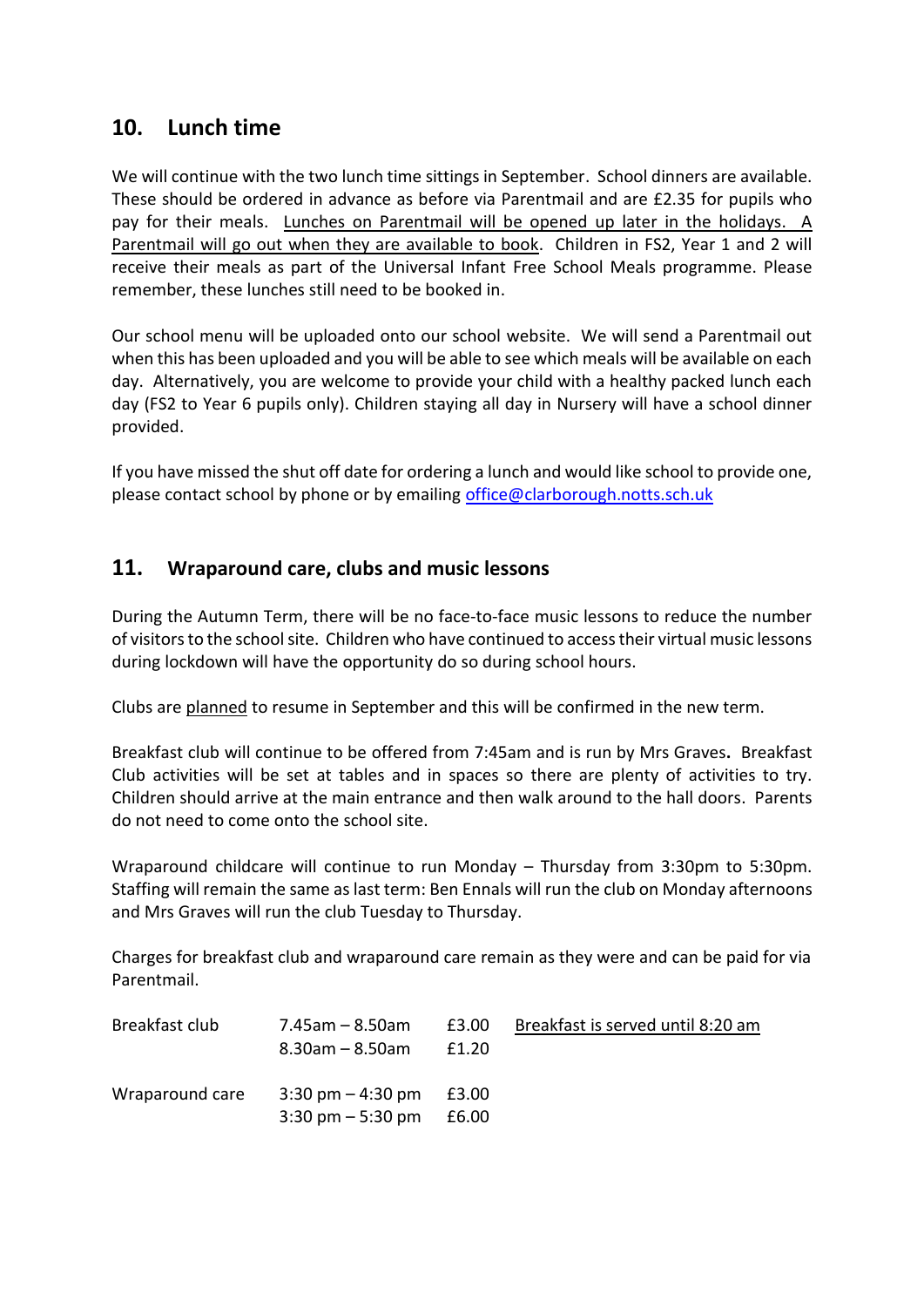## 10. Lunch time

We will continue with the two lunch time sittings in September. School dinners are available. These should be ordered in advance as before via Parentmail and are £2.35 for pupils who pay for their meals. Lunches on Parentmail will be opened up later in the holidays. A Parentmail will go out when they are available to book. Children in FS2, Year 1 and 2 will receive their meals as part of the Universal Infant Free School Meals programme. Please remember, these lunches still need to be booked in.

Our school menu will be uploaded onto our school website. We will send a Parentmail out when this has been uploaded and you will be able to see which meals will be available on each day. Alternatively, you are welcome to provide your child with a healthy packed lunch each day (FS2 to Year 6 pupils only). Children staying all day in Nursery will have a school dinner provided.

If you have missed the shut off date for ordering a lunch and would like school to provide one, please contact school by phone or by emailing office@clarborough.notts.sch.uk

## 11. Wraparound care, clubs and music lessons

During the Autumn Term, there will be no face-to-face music lessons to reduce the number of visitors to the school site. Children who have continued to access their virtual music lessons during lockdown will have the opportunity do so during school hours.

Clubs are planned to resume in September and this will be confirmed in the new term.

Breakfast club will continue to be offered from 7:45am and is run by Mrs Graves**.** Breakfast Club activities will be set at tables and in spaces so there are plenty of activities to try. Children should arrive at the main entrance and then walk around to the hall doors. Parents do not need to come onto the school site.

Wraparound childcare will continue to run Monday – Thursday from 3:30pm to 5:30pm. Staffing will remain the same as last term: Ben Ennals will run the club on Monday afternoons and Mrs Graves will run the club Tuesday to Thursday.

Charges for breakfast club and wraparound care remain as they were and can be paid for via Parentmail.

| | | | |
|---|---|---|---|
| Breakfast club | 7.45am – 8.50am | £3.00 | Breakfast is served until 8:20 am |
| | 8.30am – 8.50am | £1.20 | |
| Wraparound care | 3:30 pm – 4:30 pm | £3.00 | |
| | 3:30 pm – 5:30 pm | £6.00 | |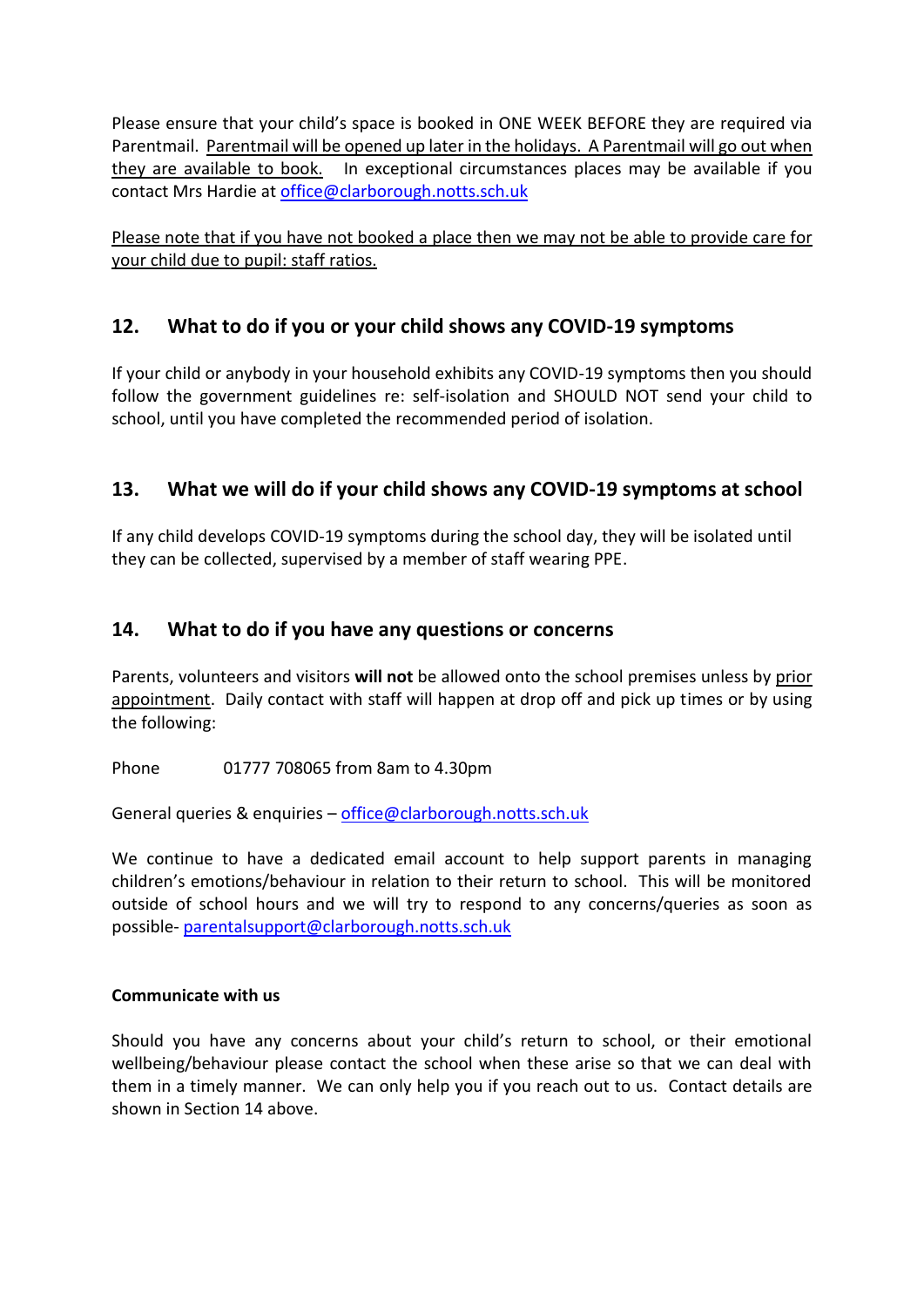Please ensure that your child's space is booked in ONE WEEK BEFORE they are required via Parentmail. Parentmail will be opened up later in the holidays. A Parentmail will go out when they are available to book. In exceptional circumstances places may be available if you contact Mrs Hardie at office@clarborough.notts.sch.uk

Please note that if you have not booked a place then we may not be able to provide care for your child due to pupil: staff ratios.

## 12. What to do if you or your child shows any COVID-19 symptoms

If your child or anybody in your household exhibits any COVID-19 symptoms then you should follow the government guidelines re: self-isolation and SHOULD NOT send your child to school, until you have completed the recommended period of isolation.

## 13. What we will do if your child shows any COVID-19 symptoms at school

If any child develops COVID-19 symptoms during the school day, they will be isolated until they can be collected, supervised by a member of staff wearing PPE.

## 14. What to do if you have any questions or concerns

Parents, volunteers and visitors **will not** be allowed onto the school premises unless by prior appointment. Daily contact with staff will happen at drop off and pick up times or by using the following:

Phone 01777 708065 from 8am to 4.30pm

General queries & enquiries – office@clarborough.notts.sch.uk

We continue to have a dedicated email account to help support parents in managing children's emotions/behaviour in relation to their return to school. This will be monitored outside of school hours and we will try to respond to any concerns/queries as soon as possible- parentalsupport@clarborough.notts.sch.uk

**Communicate with us**

Should you have any concerns about your child's return to school, or their emotional wellbeing/behaviour please contact the school when these arise so that we can deal with them in a timely manner. We can only help you if you reach out to us. Contact details are shown in Section 14 above.